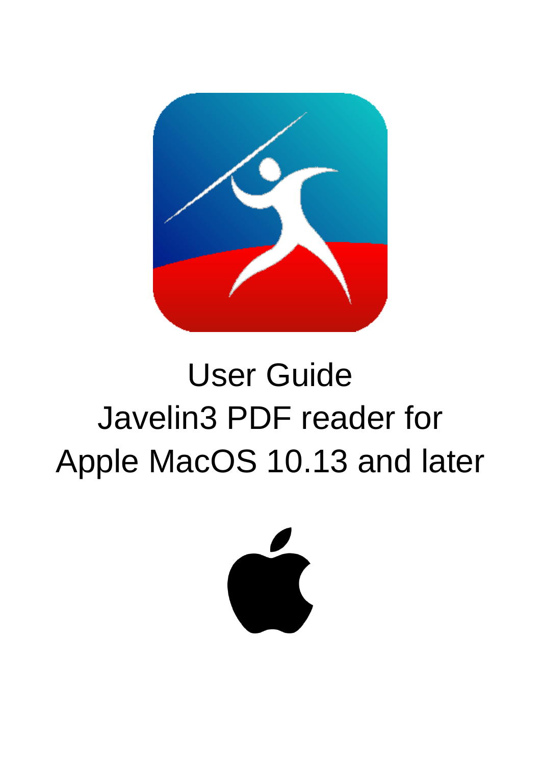# User Guide

# Javelin3 PDF reader for Apple MacOS 10.13 and later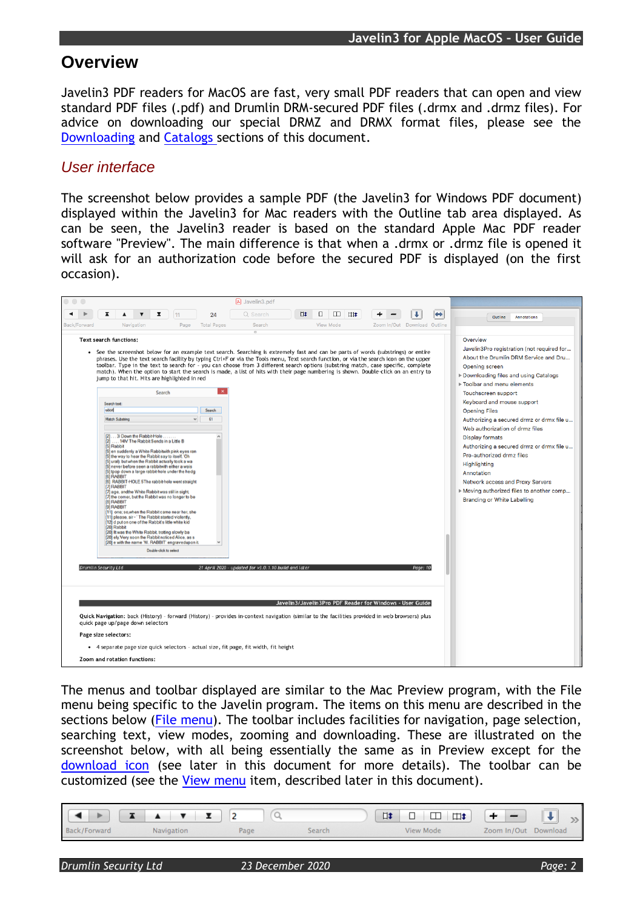# Overview

Javelin3 PDF readers for MacOS are fast, very small PDF readers that can open and view standard PDF files (.pdf) and Drumlin DRM-secured PDF files (.drmx and .drmz files). For advice on downloading our special DRMZ and DRMX format files, please see the Downloading and Catalogs sections of this document.

## *User interface*

The screenshot below provides a sample PDF (the Javelin3 for Windows PDF document) displayed within the Javelin3 for Mac readers with the Outline tab area displayed. As can be seen, the Javelin3 reader is based on the standard Apple Mac PDF reader software "Preview". The main difference is that when a .drmx or .drmz file is opened it will ask for an authorization code before the secured PDF is displayed (on the first occasion).

The menus and toolbar displayed are similar to the Mac Preview program, with the File menu being specific to the Javelin program. The items on this menu are described in the sections below (File menu). The toolbar includes facilities for navigation, page selection, searching text, view modes, zooming and downloading. These are illustrated on the screenshot below, with all being essentially the same as in Preview except for the download icon (see later in this document for more details). The toolbar can be customized (see the View menu item, described later in this document).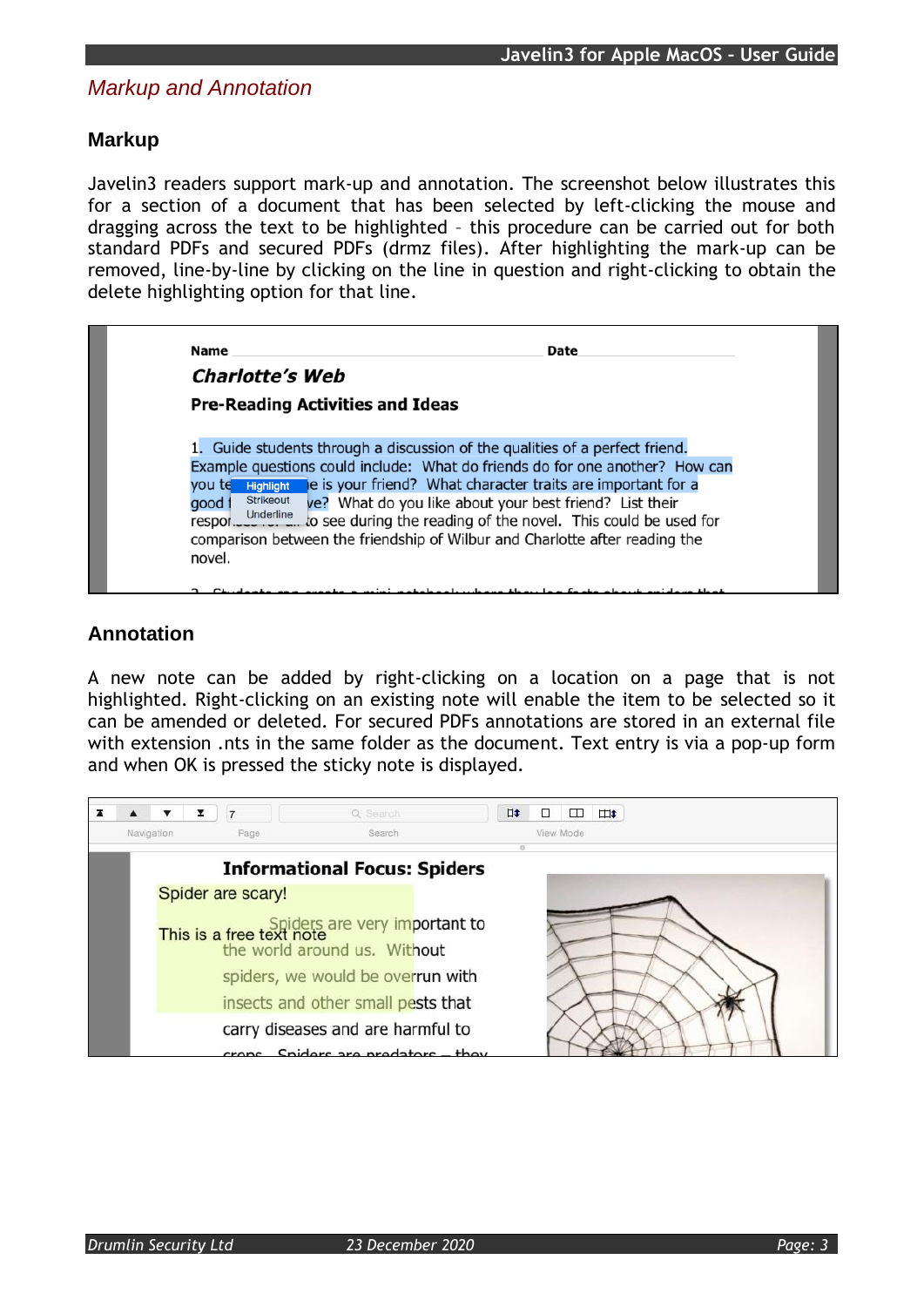## Markup and Annotation

### Markup

Javelin3 readers support mark-up and annotation. The screenshot below illustrates this for a section of a document that has been selected by left-clicking the mouse and dragging across the text to be highlighted – this procedure can be carried out for both standard PDFs and secured PDFs (drmz files). After highlighting the mark-up can be removed, line-by-line by clicking on the line in question and right-clicking to obtain the delete highlighting option for that line.

### Annotation

A new note can be added by right-clicking on a location on a page that is not highlighted. Right-clicking on an existing note will enable the item to be selected so it can be amended or deleted. For secured PDFs annotations are stored in an external file with extension .nts in the same folder as the document. Text entry is via a pop-up form and when OK is pressed the sticky note is displayed.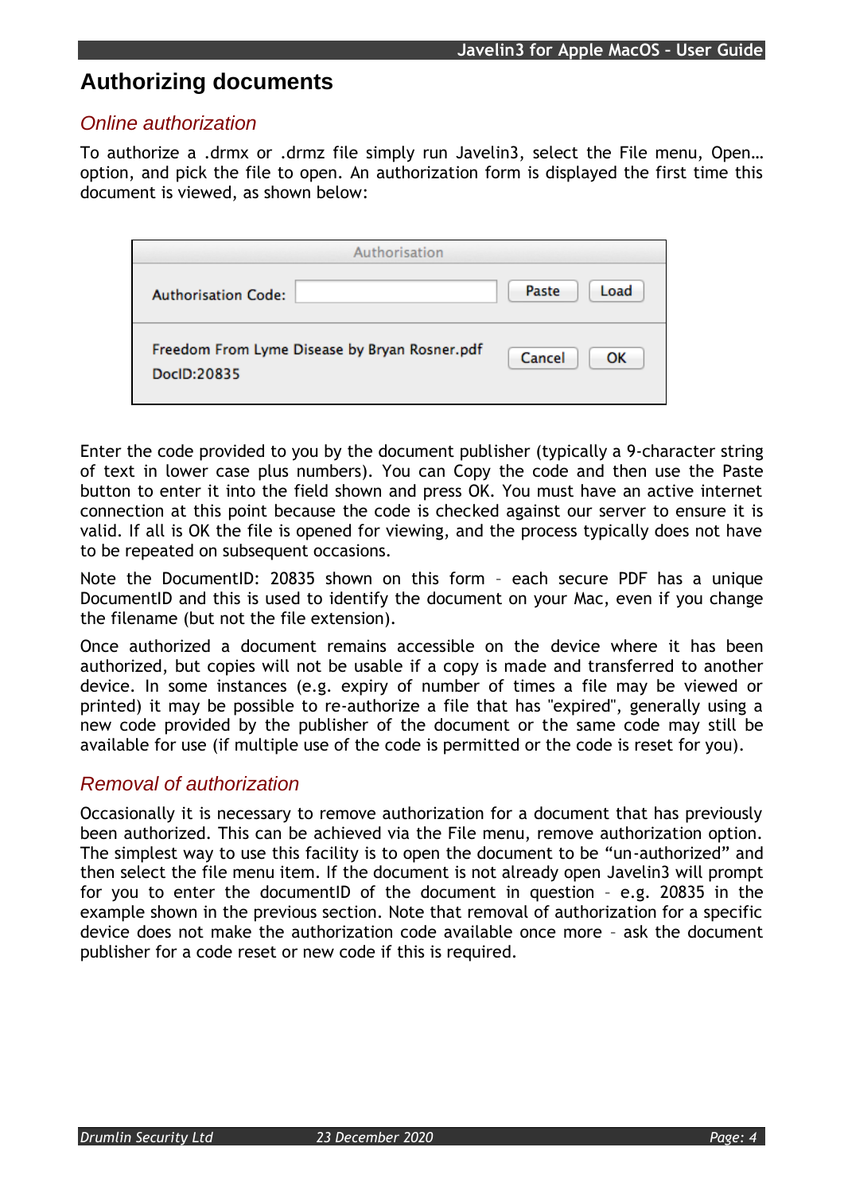# Authorizing documents

## *Online authorization*

To authorize a .drmx or .drmz file simply run Javelin3, select the File menu, Open… option, and pick the file to open. An authorization form is displayed the first time this document is viewed, as shown below:

Authorisation

Authorisation Code: [ ] Paste Load

Freedom From Lyme Disease by Bryan Rosner.pdf
DocID:20835
Cancel OK

Enter the code provided to you by the document publisher (typically a 9-character string of text in lower case plus numbers). You can Copy the code and then use the Paste button to enter it into the field shown and press OK. You must have an active internet connection at this point because the code is checked against our server to ensure it is valid. If all is OK the file is opened for viewing, and the process typically does not have to be repeated on subsequent occasions.

Note the DocumentID: 20835 shown on this form – each secure PDF has a unique DocumentID and this is used to identify the document on your Mac, even if you change the filename (but not the file extension).

Once authorized a document remains accessible on the device where it has been authorized, but copies will not be usable if a copy is made and transferred to another device. In some instances (e.g. expiry of number of times a file may be viewed or printed) it may be possible to re-authorize a file that has "expired", generally using a new code provided by the publisher of the document or the same code may still be available for use (if multiple use of the code is permitted or the code is reset for you).

## *Removal of authorization*

Occasionally it is necessary to remove authorization for a document that has previously been authorized. This can be achieved via the File menu, remove authorization option. The simplest way to use this facility is to open the document to be “un-authorized” and then select the file menu item. If the document is not already open Javelin3 will prompt for you to enter the documentID of the document in question – e.g. 20835 in the example shown in the previous section. Note that removal of authorization for a specific device does not make the authorization code available once more – ask the document publisher for a code reset or new code if this is required.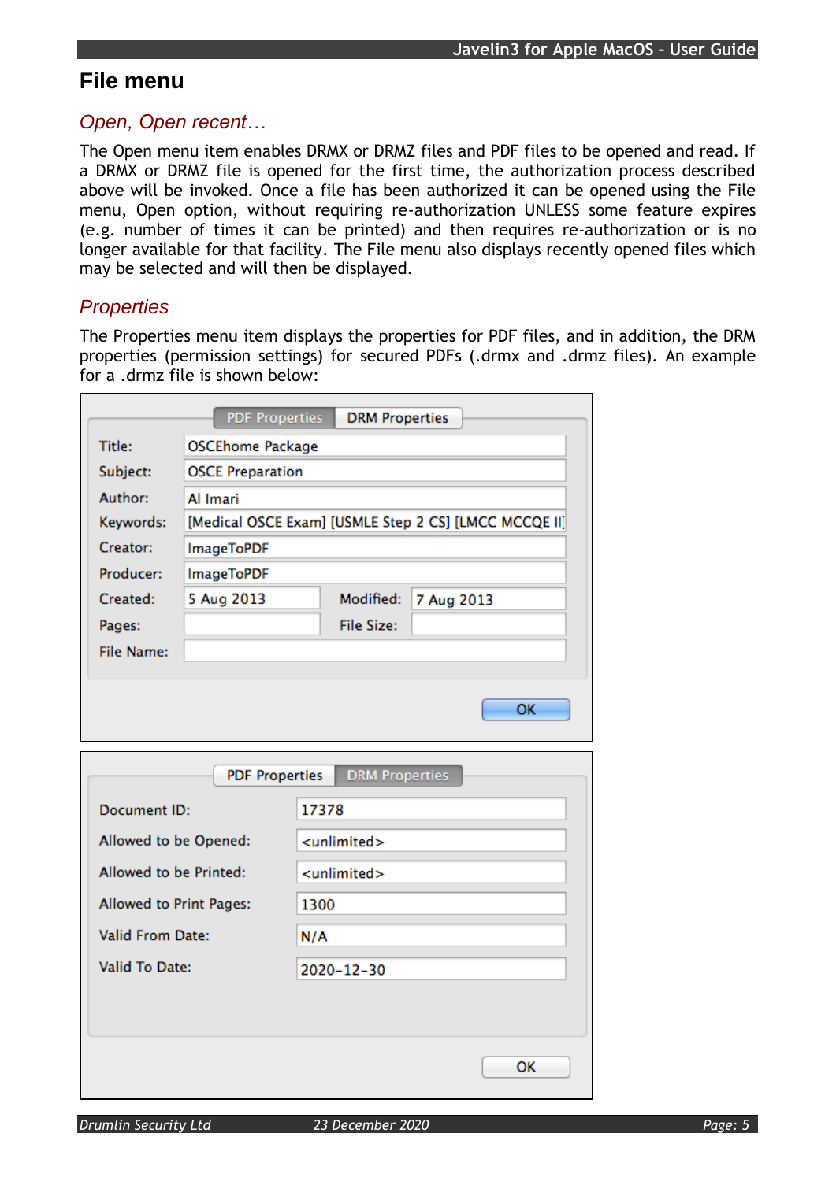# File menu

## *Open, Open recent…*

The Open menu item enables DRMX or DRMZ files and PDF files to be opened and read. If a DRMX or DRMZ file is opened for the first time, the authorization process described above will be invoked. Once a file has been authorized it can be opened using the File menu, Open option, without requiring re-authorization UNLESS some feature expires (e.g. number of times it can be printed) and then requires re-authorization or is no longer available for that facility. The File menu also displays recently opened files which may be selected and will then be displayed.

## *Properties*

The Properties menu item displays the properties for PDF files, and in addition, the DRM properties (permission settings) for secured PDFs (.drmx and .drmz files). An example for a .drmz file is shown below:

PDF Properties | DRM Properties

| | | | |
|---|---|---|---|
| Title: | OSCEhome Package | | |
| Subject: | OSCE Preparation | | |
| Author: | Al Imari | | |
| Keywords: | [Medical OSCE Exam] [USMLE Step 2 CS] [LMCC MCCQE II] | | |
| Creator: | ImageToPDF | | |
| Producer: | ImageToPDF | | |
| Created: | 5 Aug 2013 | Modified: | 7 Aug 2013 |
| Pages: | | File Size: | |
| File Name: | | | |

OK

PDF Properties | DRM Properties

| | |
|---|---|
| Document ID: | 17378 |
| Allowed to be Opened: | <unlimited> |
| Allowed to be Printed: | <unlimited> |
| Allowed to Print Pages: | 1300 |
| Valid From Date: | N/A |
| Valid To Date: | 2020-12-30 |

OK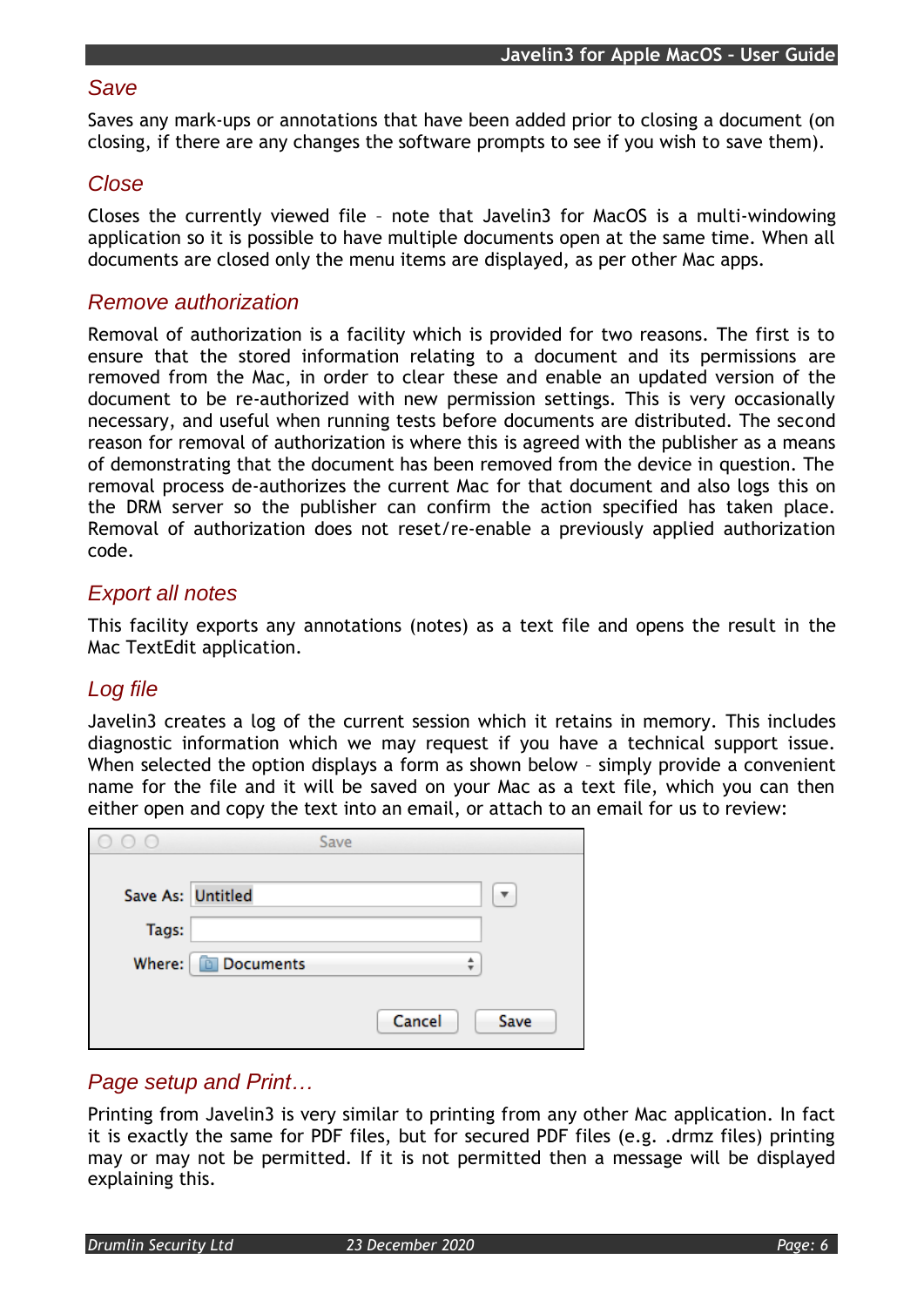## *Save*

Saves any mark-ups or annotations that have been added prior to closing a document (on closing, if there are any changes the software prompts to see if you wish to save them).

## *Close*

Closes the currently viewed file – note that Javelin3 for MacOS is a multi-windowing application so it is possible to have multiple documents open at the same time. When all documents are closed only the menu items are displayed, as per other Mac apps.

## *Remove authorization*

Removal of authorization is a facility which is provided for two reasons. The first is to ensure that the stored information relating to a document and its permissions are removed from the Mac, in order to clear these and enable an updated version of the document to be re-authorized with new permission settings. This is very occasionally necessary, and useful when running tests before documents are distributed. The second reason for removal of authorization is where this is agreed with the publisher as a means of demonstrating that the document has been removed from the device in question. The removal process de-authorizes the current Mac for that document and also logs this on the DRM server so the publisher can confirm the action specified has taken place. Removal of authorization does not reset/re-enable a previously applied authorization code.

## *Export all notes*

This facility exports any annotations (notes) as a text file and opens the result in the Mac TextEdit application.

## *Log file*

Javelin3 creates a log of the current session which it retains in memory. This includes diagnostic information which we may request if you have a technical support issue. When selected the option displays a form as shown below – simply provide a convenient name for the file and it will be saved on your Mac as a text file, which you can then either open and copy the text into an email, or attach to an email for us to review:

Save

Save As: Untitled

Tags:

Where: Documents

Cancel Save

## *Page setup and Print…*

Printing from Javelin3 is very similar to printing from any other Mac application. In fact it is exactly the same for PDF files, but for secured PDF files (e.g. .drmz files) printing may or may not be permitted. If it is not permitted then a message will be displayed explaining this.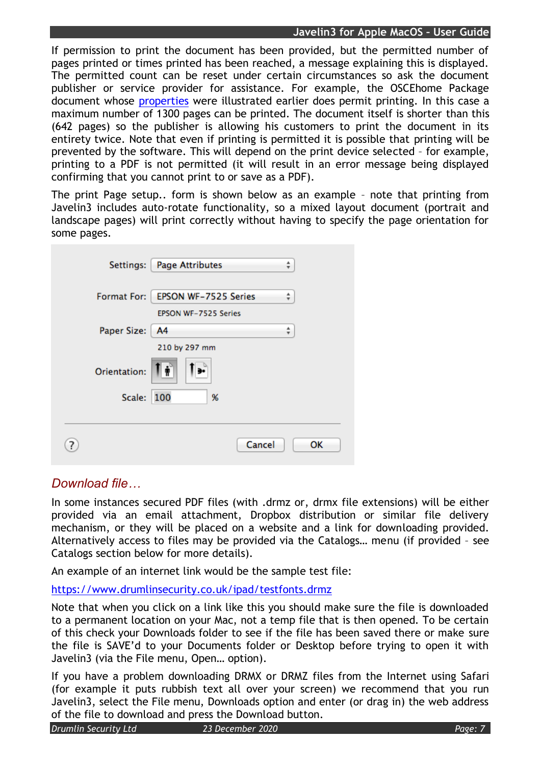If permission to print the document has been provided, but the permitted number of pages printed or times printed has been reached, a message explaining this is displayed. The permitted count can be reset under certain circumstances so ask the document publisher or service provider for assistance. For example, the OSCEhome Package document whose properties were illustrated earlier does permit printing. In this case a maximum number of 1300 pages can be printed. The document itself is shorter than this (642 pages) so the publisher is allowing his customers to print the document in its entirety twice. Note that even if printing is permitted it is possible that printing will be prevented by the software. This will depend on the print device selected – for example, printing to a PDF is not permitted (it will result in an error message being displayed confirming that you cannot print to or save as a PDF).

The print Page setup.. form is shown below as an example – note that printing from Javelin3 includes auto-rotate functionality, so a mixed layout document (portrait and landscape pages) will print correctly without having to specify the page orientation for some pages.

Settings: Page Attributes

Format For: EPSON WF-7525 Series

EPSON WF-7525 Series

Paper Size: A4

210 by 297 mm

Orientation:

Scale: 100 %

Cancel OK

## *Download file…*

In some instances secured PDF files (with .drmz or, drmx file extensions) will be either provided via an email attachment, Dropbox distribution or similar file delivery mechanism, or they will be placed on a website and a link for downloading provided. Alternatively access to files may be provided via the Catalogs… menu (if provided – see Catalogs section below for more details).

An example of an internet link would be the sample test file:

https://www.drumlinsecurity.co.uk/ipad/testfonts.drmz

Note that when you click on a link like this you should make sure the file is downloaded to a permanent location on your Mac, not a temp file that is then opened. To be certain of this check your Downloads folder to see if the file has been saved there or make sure the file is SAVE'd to your Documents folder or Desktop before trying to open it with Javelin3 (via the File menu, Open… option).

If you have a problem downloading DRMX or DRMZ files from the Internet using Safari (for example it puts rubbish text all over your screen) we recommend that you run Javelin3, select the File menu, Downloads option and enter (or drag in) the web address of the file to download and press the Download button.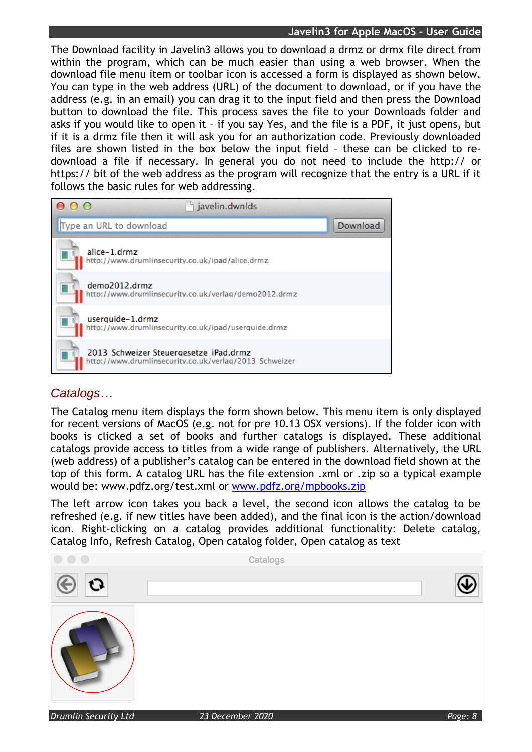The Download facility in Javelin3 allows you to download a drmz or drmx file direct from within the program, which can be much easier than using a web browser. When the download file menu item or toolbar icon is accessed a form is displayed as shown below. You can type in the web address (URL) of the document to download, or if you have the address (e.g. in an email) you can drag it to the input field and then press the Download button to download the file. This process saves the file to your Downloads folder and asks if you would like to open it – if you say Yes, and the file is a PDF, it just opens, but if it is a drmz file then it will ask you for an authorization code. Previously downloaded files are shown listed in the box below the input field – these can be clicked to re-download a file if necessary. In general you do not need to include the http:// or https:// bit of the web address as the program will recognize that the entry is a URL if it follows the basic rules for web addressing.

## *Catalogs…*

The Catalog menu item displays the form shown below. This menu item is only displayed for recent versions of MacOS (e.g. not for pre 10.13 OSX versions). If the folder icon with books is clicked a set of books and further catalogs is displayed. These additional catalogs provide access to titles from a wide range of publishers. Alternatively, the URL (web address) of a publisher's catalog can be entered in the download field shown at the top of this form. A catalog URL has the file extension .xml or .zip so a typical example would be: www.pdfz.org/test.xml or [www.pdfz.org/mpbooks.zip](www.pdfz.org/mpbooks.zip)

The left arrow icon takes you back a level, the second icon allows the catalog to be refreshed (e.g. if new titles have been added), and the final icon is the action/download icon. Right-clicking on a catalog provides additional functionality: Delete catalog, Catalog Info, Refresh Catalog, Open catalog folder, Open catalog as text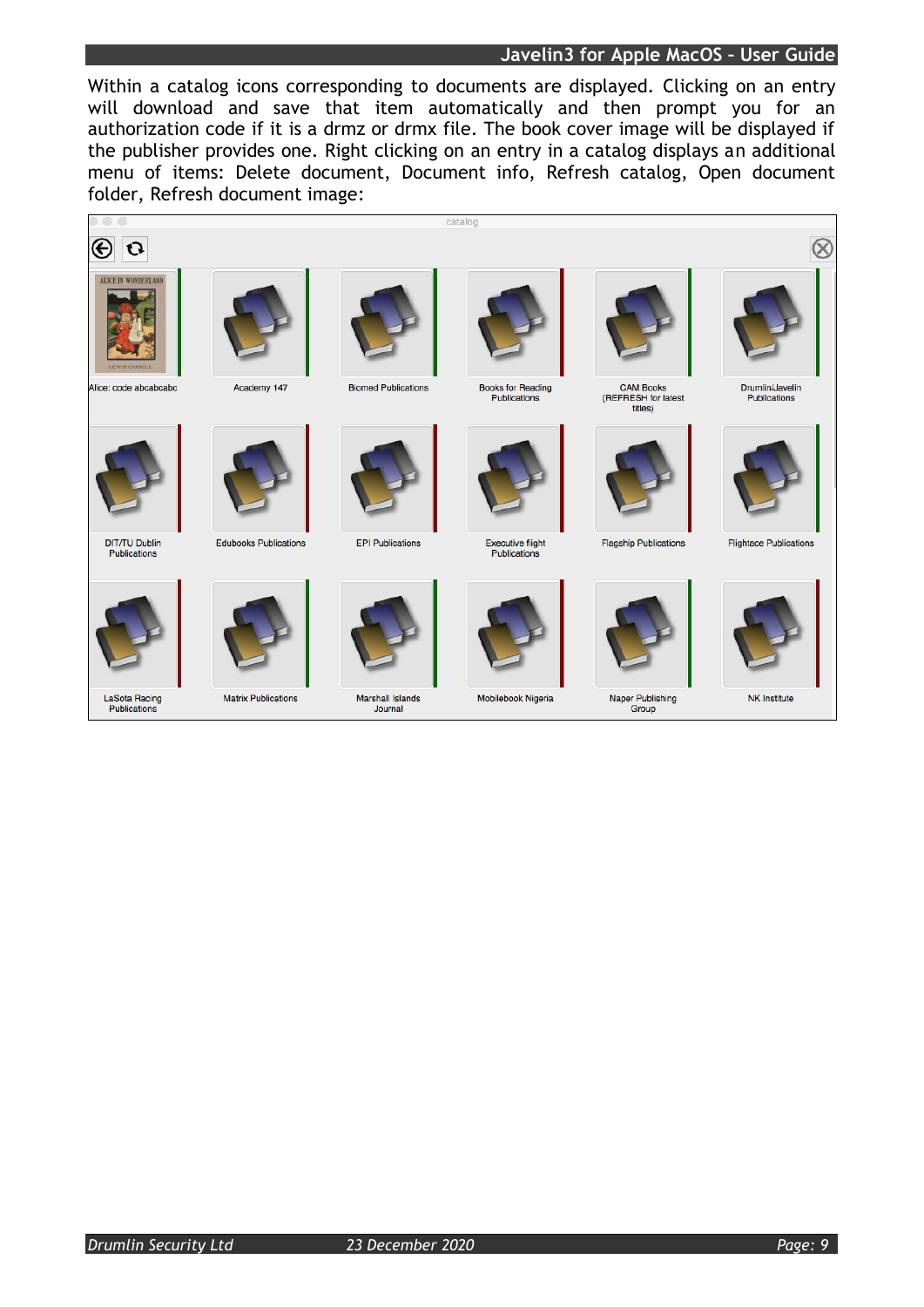Within a catalog icons corresponding to documents are displayed. Clicking on an entry will download and save that item automatically and then prompt you for an authorization code if it is a drmz or drmx file. The book cover image will be displayed if the publisher provides one. Right clicking on an entry in a catalog displays an additional menu of items: Delete document, Document info, Refresh catalog, Open document folder, Refresh document image: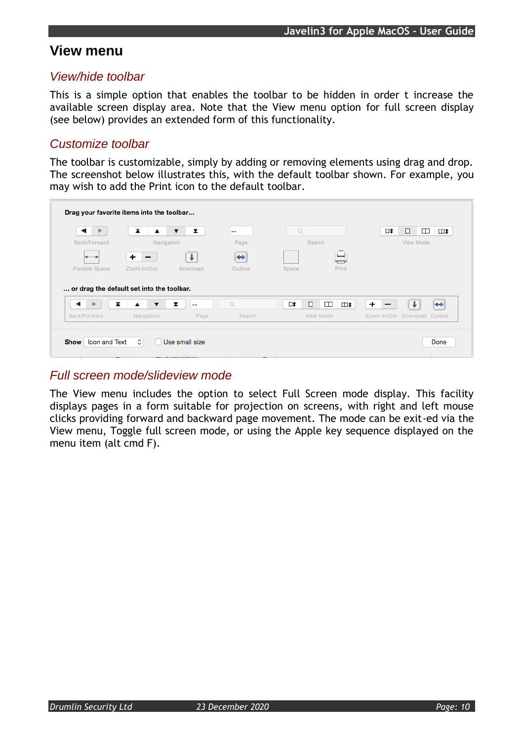# View menu

## View/hide toolbar

This is a simple option that enables the toolbar to be hidden in order t increase the available screen display area. Note that the View menu option for full screen display (see below) provides an extended form of this functionality.

## Customize toolbar

The toolbar is customizable, simply by adding or removing elements using drag and drop. The screenshot below illustrates this, with the default toolbar shown. For example, you may wish to add the Print icon to the default toolbar.

## Full screen mode/slideview mode

The View menu includes the option to select Full Screen mode display. This facility displays pages in a form suitable for projection on screens, with right and left mouse clicks providing forward and backward page movement. The mode can be exit-ed via the View menu, Toggle full screen mode, or using the Apple key sequence displayed on the menu item (alt cmd F).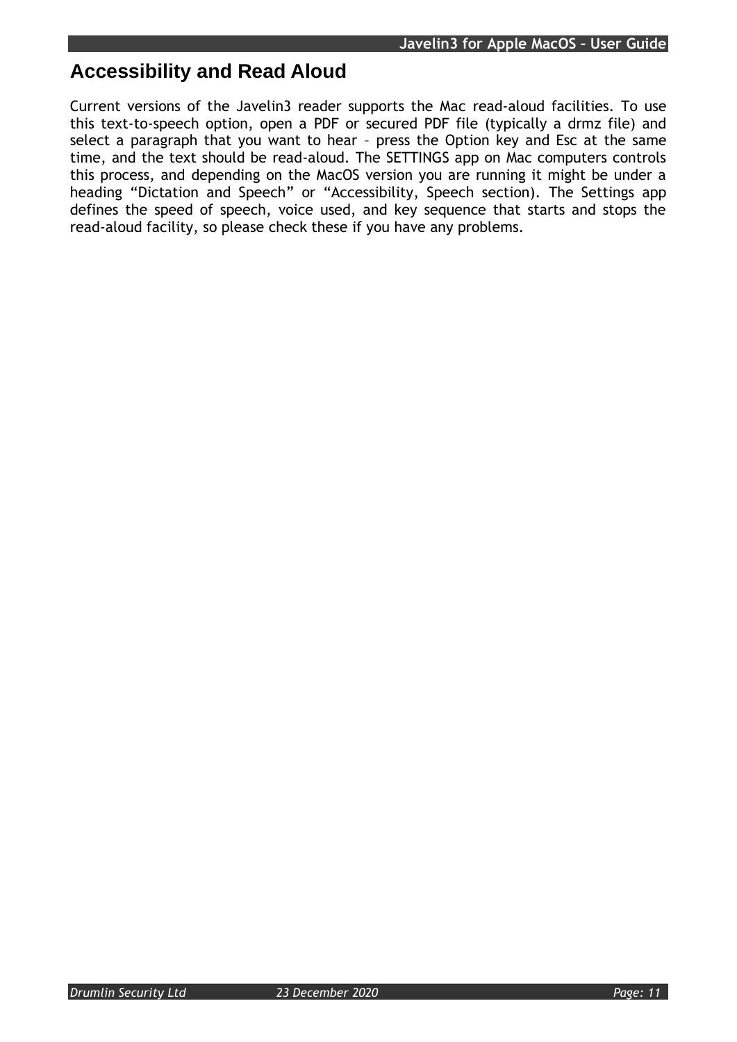## Accessibility and Read Aloud

Current versions of the Javelin3 reader supports the Mac read-aloud facilities. To use this text-to-speech option, open a PDF or secured PDF file (typically a drmz file) and select a paragraph that you want to hear – press the Option key and Esc at the same time, and the text should be read-aloud. The SETTINGS app on Mac computers controls this process, and depending on the MacOS version you are running it might be under a heading "Dictation and Speech" or "Accessibility, Speech section). The Settings app defines the speed of speech, voice used, and key sequence that starts and stops the read-aloud facility, so please check these if you have any problems.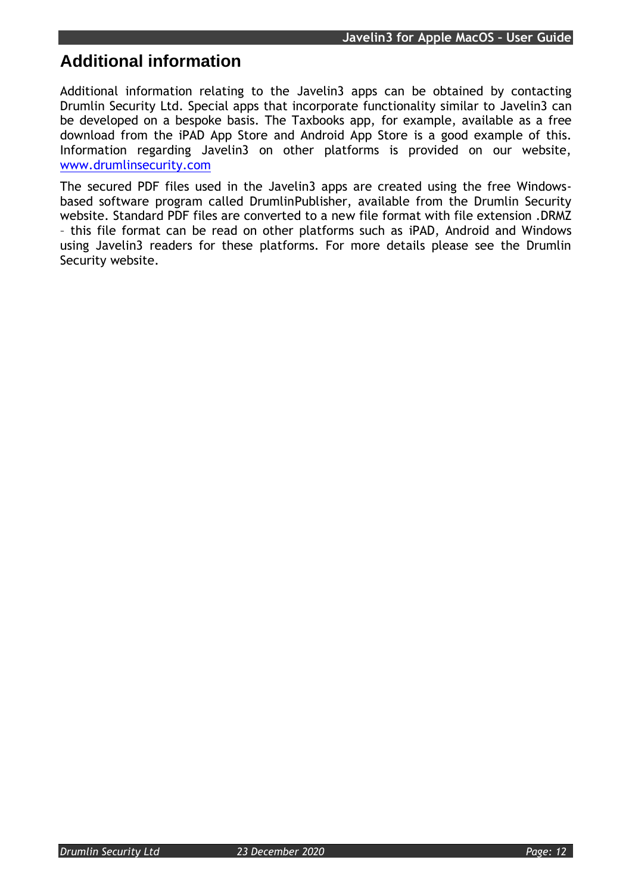# Additional information

Additional information relating to the Javelin3 apps can be obtained by contacting Drumlin Security Ltd. Special apps that incorporate functionality similar to Javelin3 can be developed on a bespoke basis. The Taxbooks app, for example, available as a free download from the iPAD App Store and Android App Store is a good example of this. Information regarding Javelin3 on other platforms is provided on our website, [www.drumlinsecurity.com](http://www.drumlinsecurity.com)

The secured PDF files used in the Javelin3 apps are created using the free Windows-based software program called DrumlinPublisher, available from the Drumlin Security website. Standard PDF files are converted to a new file format with file extension .DRMZ – this file format can be read on other platforms such as iPAD, Android and Windows using Javelin3 readers for these platforms. For more details please see the Drumlin Security website.